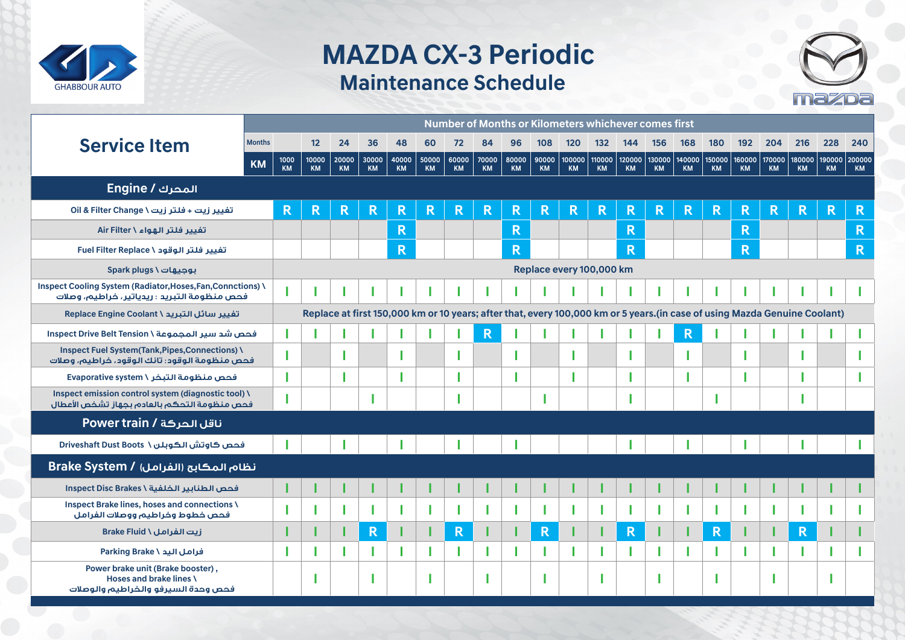# MAZDA CX-3 Periodic
## Maintenance Schedule

GHABBOUR AUTO

| Service Item | Number of Months or Kilometers whichever comes first | | | | | | | | | | | | | | | | | | | | |
|---|---|---|---|---|---|---|---|---|---|---|---|---|---|---|---|---|---|---|---|---|---|
| Months | | 12 | 24 | 36 | 48 | 60 | 72 | 84 | 96 | 108 | 120 | 132 | 144 | 156 | 168 | 180 | 192 | 204 | 216 | 228 | 240 |
| KM | 1000 KM | 10000 KM | 20000 KM | 30000 KM | 40000 KM | 50000 KM | 60000 KM | 70000 KM | 80000 KM | 90000 KM | 100000 KM | 110000 KM | 120000 KM | 130000 KM | 140000 KM | 150000 KM | 160000 KM | 170000 KM | 180000 KM | 190000 KM | 200000 KM |
| **Engine / المحرك** | | | | | | | | | | | | | | | | | | | | | |
| Oil & Filter Change \ تغيير زيت + فلتر زيت | R | R | R | R | R | R | R | R | R | R | R | R | R | R | R | R | R | R | R | R | R |
| Air Filter \ تغيير فلتر الهواء | | | | | R | | | | R | | | | R | | | | R | | | | R |
| Fuel Filter Replace \ تغيير فلتر الوقود | | | | | R | | | | R | | | | R | | | | R | | | | R |
| Spark plugs \ بوجيهات | Replace every 100,000 km | | | | | | | | | | | | | | | | | | | | |
| Inspect Cooling System (Radiator,Hoses,Fan,Connctions) \ فحص منظومة التبريد : ريدياتير، خراطيم، وصلات | I | I | I | I | I | I | I | I | I | I | I | I | I | I | I | I | I | I | I | I | I |
| Replace Engine Coolant \ تغيير سائل التبريد | Replace at first 150,000 km or 10 years; after that, every 100,000 km or 5 years.(in case of using Mazda Genuine Coolant) | | | | | | | | | | | | | | | | | | | | |
| Inspect Drive Belt Tension \ فحص شد سير المجموعة | I | I | I | I | I | I | I | R | I | I | I | I | I | I | R | I | I | I | I | I | I |
| Inspect Fuel System(Tank,Pipes,Connections) \ فحص منظومة الوقود: تانك الوقود، خراطيم، وصلات | I | | I | | I | | I | | I | | I | | I | | I | | I | | I | | I |
| Evaporative system \ فحص منظومة التبخر | I | | I | | I | | I | | I | | I | | I | | I | | I | | I | | I |
| Inspect emission control system (diagnostic tool) \ فحص منظومة التحكم بالعادم بجهاز تشخص الأعطال | I | | | I | | | I | | | I | | | I | | | I | | | I | | |
| **Power train / ناقل الحركة** | | | | | | | | | | | | | | | | | | | | | |
| Driveshaft Dust Boots \ فحص كاوتش الكوبلن | I | | I | | I | | I | | I | | | | I | | I | | I | | I | | I |
| **Brake System / نظام المكابح (الفرامل)** | | | | | | | | | | | | | | | | | | | | | |
| Inspect Disc Brakes \ فحص الطنابير الخلفية | I | I | I | I | I | I | I | I | I | I | I | I | I | I | I | I | I | I | I | I | I |
| Inspect Brake lines, hoses and connections \ فحص خطوط وخراطيم ووصلات الفرامل | I | I | I | I | I | I | I | I | I | I | I | I | I | I | I | I | I | I | I | I | I |
| Brake Fluid \ زيت الفرامل | I | I | I | R | I | I | R | I | I | R | I | I | R | I | I | R | I | I | R | I | I |
| Parking Brake \ فرامل اليد | I | I | I | I | I | I | I | I | I | I | I | I | I | I | I | I | I | I | I | I | I |
| Power brake unit (Brake booster) , Hoses and brake lines \ فحص وحدة السيرفو والخراطيم والوصلات | | I | | I | | I | | I | | I | | I | | I | | I | | I | | I | |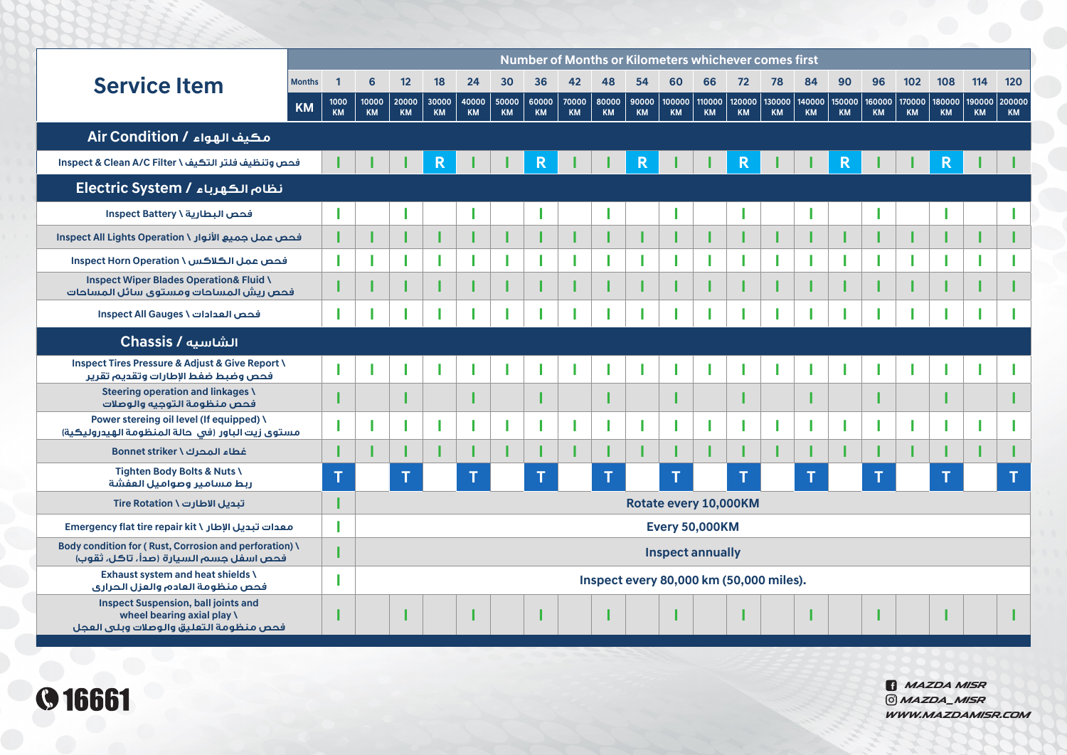| Service Item | Number of Months or Kilometers whichever comes first | | | | | | | | | | | | | | | | | | | | |
|---|---|---|---|---|---|---|---|---|---|---|---|---|---|---|---|---|---|---|---|---|---|
| | Months | 1 | 6 | 12 | 18 | 24 | 30 | 36 | 42 | 48 | 54 | 60 | 66 | 72 | 78 | 84 | 90 | 96 | 102 | 108 | 114 | 120 |
| | KM | 1000 KM | 10000 KM | 20000 KM | 30000 KM | 40000 KM | 50000 KM | 60000 KM | 70000 KM | 80000 KM | 90000 KM | 100000 KM | 110000 KM | 120000 KM | 130000 KM | 140000 KM | 150000 KM | 160000 KM | 170000 KM | 180000 KM | 190000 KM | 200000 KM |
| **Air Condition / مكيف الهواء** | | | | | | | | | | | | | | | | | | | | | |
| Inspect & Clean A/C Filter \ فحص وتنظيف فلتر التكييف | I | I | I | R | I | I | R | I | I | R | I | I | R | I | I | R | I | I | R | I | I |
| **Electric System / نظام الكهرباء** | | | | | | | | | | | | | | | | | | | | | |
| Inspect Battery \ فحص البطارية | I | | I | | I | | I | | I | | I | | I | | I | | I | | I | | I |
| Inspect All Lights Operation \ فحص عمل جميع الأنوار | I | I | I | I | I | I | I | I | I | I | I | I | I | I | I | I | I | I | I | I | I |
| Inspect Horn Operation \ فحص عمل الكلاكس | I | I | I | I | I | I | I | I | I | I | I | I | I | I | I | I | I | I | I | I | I |
| Inspect Wiper Blades Operation& Fluid \ فحص ريش المساحات ومستوى سائل المساحات | I | I | I | I | I | I | I | I | I | I | I | I | I | I | I | I | I | I | I | I | I |
| Inspect All Gauges \ فحص العدادات | I | I | I | I | I | I | I | I | I | I | I | I | I | I | I | I | I | I | I | I | I |
| **Chassis / الشاسيه** | | | | | | | | | | | | | | | | | | | | | |
| Inspect Tires Pressure & Adjust & Give Report \ فحص وضبط ضغط الإطارات وتقديم تقرير | I | I | I | I | I | I | I | I | I | I | I | I | I | I | I | I | I | I | I | I | I |
| Steering operation and linkages \ فحص منظومة التوجيه والوصلات | I | | I | | I | | I | | I | | I | | I | | I | | I | | I | | I |
| Power stereing oil level (If equipped) \ مستوى زيت الباور (في حالة المنظومة الهيدروليكية) | I | I | I | I | I | I | I | I | I | I | I | I | I | I | I | I | I | I | I | I | I |
| Bonnet striker \ غطاء المحرك | I | I | I | I | I | I | I | I | I | I | I | I | I | I | I | I | I | I | I | I | I |
| Tighten Body Bolts & Nuts \ ربط مسامير وصواميل العفشة | T | | T | | T | | T | | T | | T | | T | | T | | T | | T | | T |
| Tire Rotation \ تبديل الاطارات | I | Rotate every 10,000KM | | | | | | | | | | | | | | | | | | | |
| Emergency flat tire repair kit \ معدات تبديل الإطار | I | Every 50,000KM | | | | | | | | | | | | | | | | | | | |
| Body condition for ( Rust, Corrosion and perforation) \ فحص اسفل جسم السيارة (صدأ، تآكل، ثقوب) | I | Inspect annually | | | | | | | | | | | | | | | | | | | |
| Exhaust system and heat shields \ فحص منظومة العادم والعزل الحراري | I | Inspect every 80,000 km (50,000 miles). | | | | | | | | | | | | | | | | | | | |
| Inspect Suspension, ball joints and wheel bearing axial play \ فحص منظومة التعليق والوصلات وبلي العجل | I | | I | | I | | I | | I | | I | | I | | I | | I | | I | | I |

16661

MAZDA MISR
MAZDA_MISR
WWW.MAZDAMISR.COM